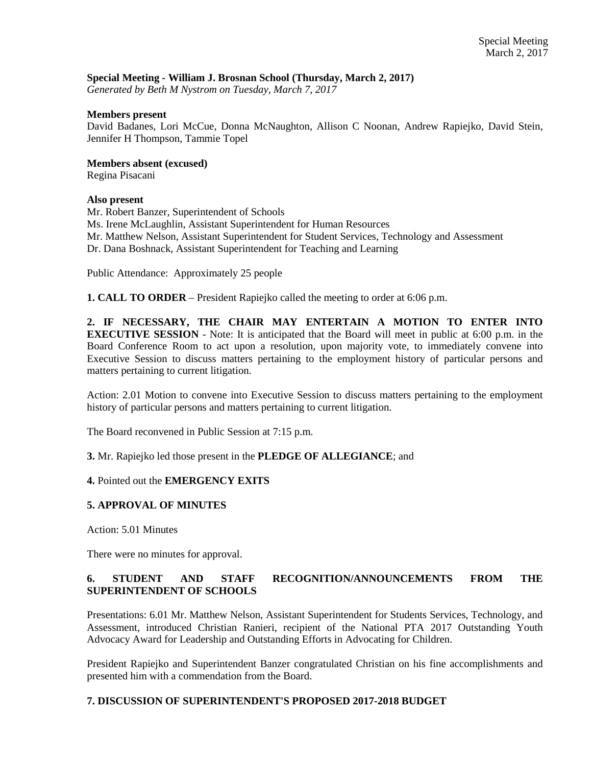**Special Meeting - William J. Brosnan School (Thursday, March 2, 2017)**
*Generated by Beth M Nystrom on Tuesday, March 7, 2017*

**Members present**
David Badanes, Lori McCue, Donna McNaughton, Allison C Noonan, Andrew Rapiejko, David Stein, Jennifer H Thompson, Tammie Topel

**Members absent (excused)**
Regina Pisacani

**Also present**
Mr. Robert Banzer, Superintendent of Schools
Ms. Irene McLaughlin, Assistant Superintendent for Human Resources
Mr. Matthew Nelson, Assistant Superintendent for Student Services, Technology and Assessment
Dr. Dana Boshnack, Assistant Superintendent for Teaching and Learning

Public Attendance: Approximately 25 people

**1. CALL TO ORDER** – President Rapiejko called the meeting to order at 6:06 p.m.

**2. IF NECESSARY, THE CHAIR MAY ENTERTAIN A MOTION TO ENTER INTO EXECUTIVE SESSION** - Note: It is anticipated that the Board will meet in public at 6:00 p.m. in the Board Conference Room to act upon a resolution, upon majority vote, to immediately convene into Executive Session to discuss matters pertaining to the employment history of particular persons and matters pertaining to current litigation.

Action: 2.01 Motion to convene into Executive Session to discuss matters pertaining to the employment history of particular persons and matters pertaining to current litigation.

The Board reconvened in Public Session at 7:15 p.m.

**3.** Mr. Rapiejko led those present in the **PLEDGE OF ALLEGIANCE**; and

**4.** Pointed out the **EMERGENCY EXITS**

**5. APPROVAL OF MINUTES**

Action: 5.01 Minutes

There were no minutes for approval.

**6. STUDENT AND STAFF RECOGNITION/ANNOUNCEMENTS FROM THE SUPERINTENDENT OF SCHOOLS**

Presentations: 6.01 Mr. Matthew Nelson, Assistant Superintendent for Students Services, Technology, and Assessment, introduced Christian Ranieri, recipient of the National PTA 2017 Outstanding Youth Advocacy Award for Leadership and Outstanding Efforts in Advocating for Children.

President Rapiejko and Superintendent Banzer congratulated Christian on his fine accomplishments and presented him with a commendation from the Board.

**7. DISCUSSION OF SUPERINTENDENT'S PROPOSED 2017-2018 BUDGET**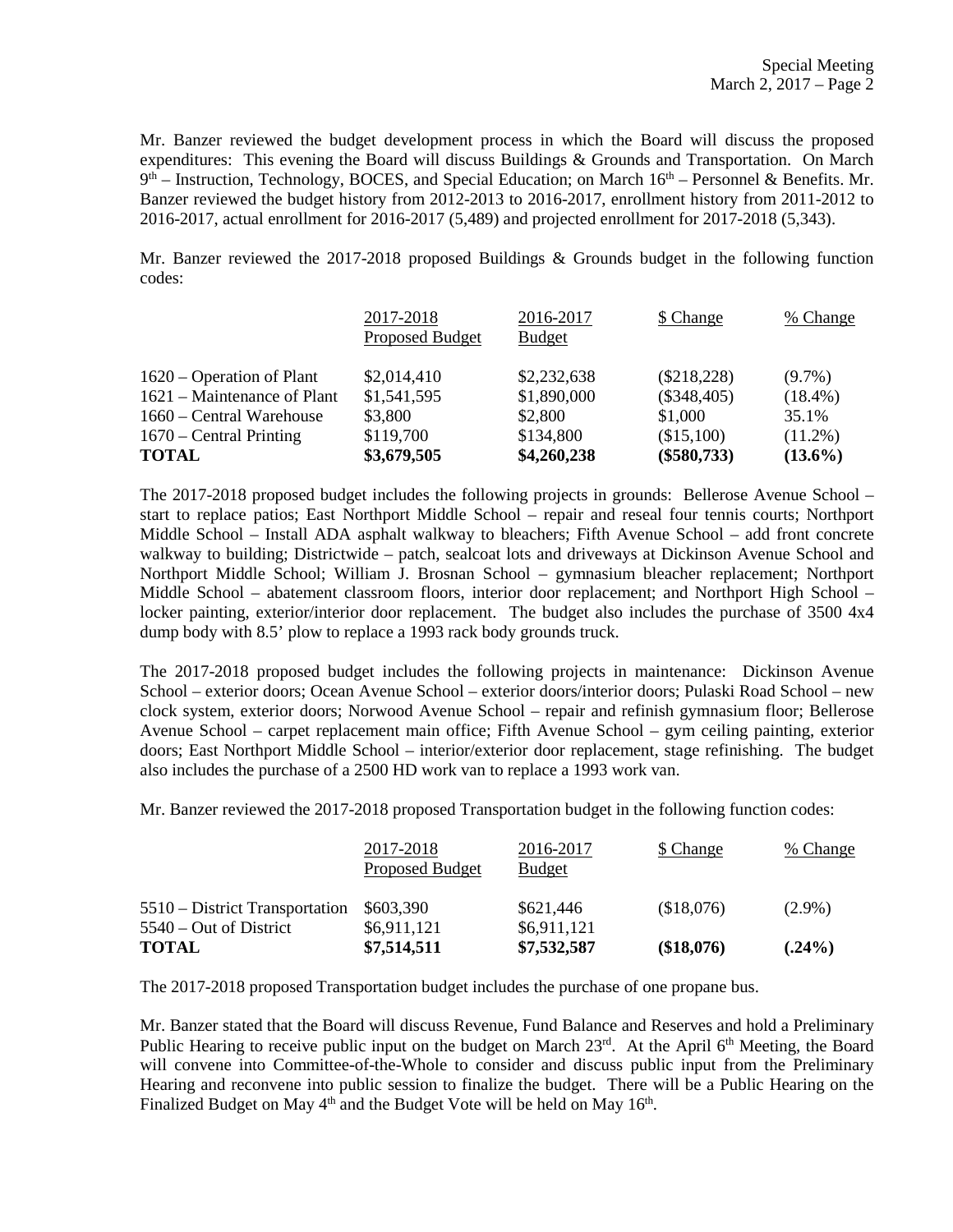Mr. Banzer reviewed the budget development process in which the Board will discuss the proposed expenditures: This evening the Board will discuss Buildings & Grounds and Transportation. On March 9th – Instruction, Technology, BOCES, and Special Education; on March 16th – Personnel & Benefits. Mr. Banzer reviewed the budget history from 2012-2013 to 2016-2017, enrollment history from 2011-2012 to 2016-2017, actual enrollment for 2016-2017 (5,489) and projected enrollment for 2017-2018 (5,343).

Mr. Banzer reviewed the 2017-2018 proposed Buildings & Grounds budget in the following function codes:

| | 2017-2018 Proposed Budget | 2016-2017 Budget | $ Change | % Change |
|---|---|---|---|---|
| 1620 – Operation of Plant | $2,014,410 | $2,232,638 | ($218,228) | (9.7%) |
| 1621 – Maintenance of Plant | $1,541,595 | $1,890,000 | ($348,405) | (18.4%) |
| 1660 – Central Warehouse | $3,800 | $2,800 | $1,000 | 35.1% |
| 1670 – Central Printing | $119,700 | $134,800 | ($15,100) | (11.2%) |
| **TOTAL** | **$3,679,505** | **$4,260,238** | **($580,733)** | **(13.6%)** |

The 2017-2018 proposed budget includes the following projects in grounds: Bellerose Avenue School – start to replace patios; East Northport Middle School – repair and reseal four tennis courts; Northport Middle School – Install ADA asphalt walkway to bleachers; Fifth Avenue School – add front concrete walkway to building; Districtwide – patch, sealcoat lots and driveways at Dickinson Avenue School and Northport Middle School; William J. Brosnan School – gymnasium bleacher replacement; Northport Middle School – abatement classroom floors, interior door replacement; and Northport High School – locker painting, exterior/interior door replacement. The budget also includes the purchase of 3500 4x4 dump body with 8.5' plow to replace a 1993 rack body grounds truck.

The 2017-2018 proposed budget includes the following projects in maintenance: Dickinson Avenue School – exterior doors; Ocean Avenue School – exterior doors/interior doors; Pulaski Road School – new clock system, exterior doors; Norwood Avenue School – repair and refinish gymnasium floor; Bellerose Avenue School – carpet replacement main office; Fifth Avenue School – gym ceiling painting, exterior doors; East Northport Middle School – interior/exterior door replacement, stage refinishing. The budget also includes the purchase of a 2500 HD work van to replace a 1993 work van.

Mr. Banzer reviewed the 2017-2018 proposed Transportation budget in the following function codes:

| | 2017-2018 Proposed Budget | 2016-2017 Budget | $ Change | % Change |
|---|---|---|---|---|
| 5510 – District Transportation | $603,390 | $621,446 | ($18,076) | (2.9%) |
| 5540 – Out of District | $6,911,121 | $6,911,121 | | |
| **TOTAL** | **$7,514,511** | **$7,532,587** | **($18,076)** | **(.24%)** |

The 2017-2018 proposed Transportation budget includes the purchase of one propane bus.

Mr. Banzer stated that the Board will discuss Revenue, Fund Balance and Reserves and hold a Preliminary Public Hearing to receive public input on the budget on March 23rd. At the April 6th Meeting, the Board will convene into Committee-of-the-Whole to consider and discuss public input from the Preliminary Hearing and reconvene into public session to finalize the budget. There will be a Public Hearing on the Finalized Budget on May 4th and the Budget Vote will be held on May 16th.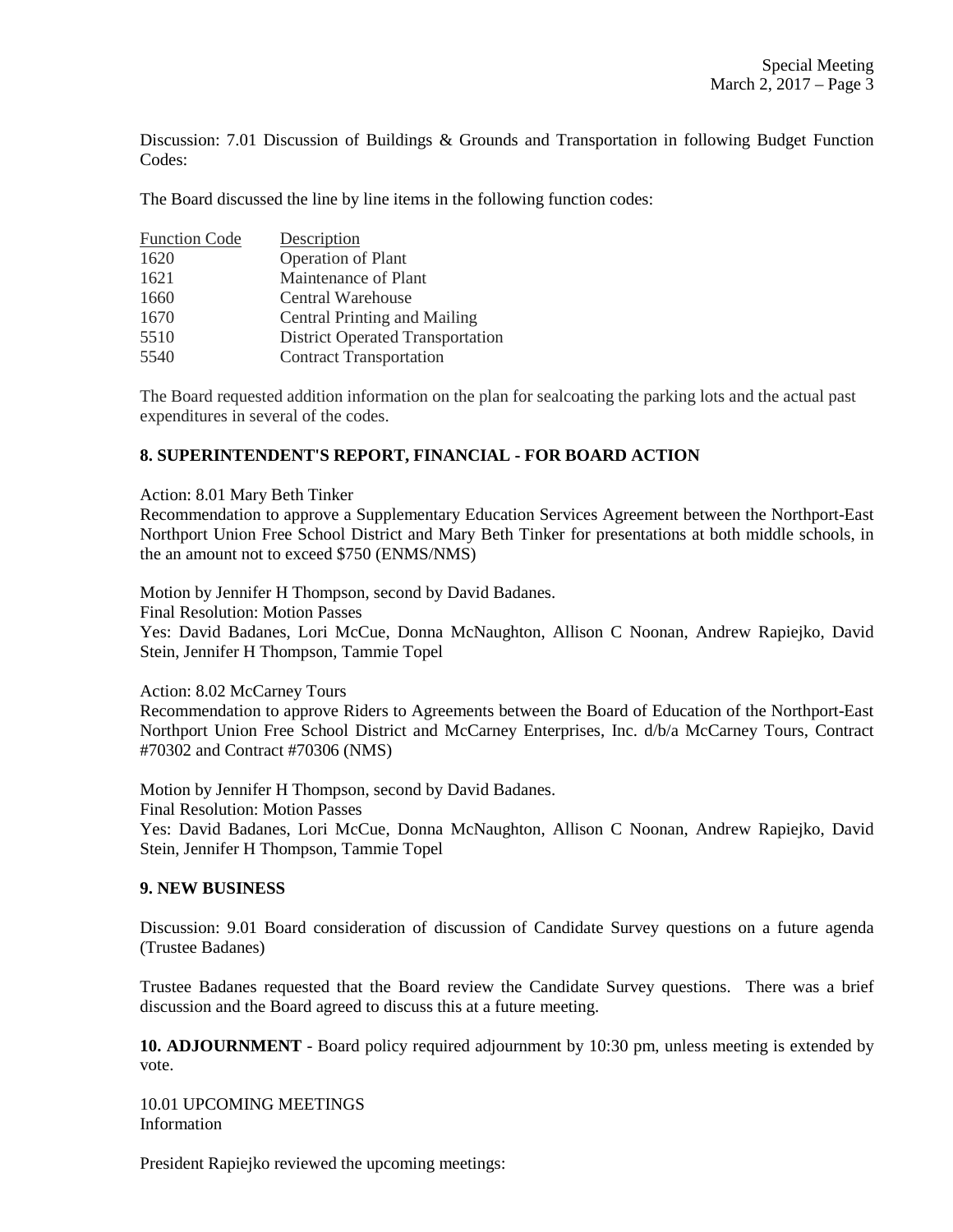Discussion: 7.01 Discussion of Buildings & Grounds and Transportation in following Budget Function Codes:

The Board discussed the line by line items in the following function codes:

| Function Code | Description |
|---|---|
| 1620 | Operation of Plant |
| 1621 | Maintenance of Plant |
| 1660 | Central Warehouse |
| 1670 | Central Printing and Mailing |
| 5510 | District Operated Transportation |
| 5540 | Contract Transportation |

The Board requested addition information on the plan for sealcoating the parking lots and the actual past expenditures in several of the codes.

**8. SUPERINTENDENT'S REPORT, FINANCIAL - FOR BOARD ACTION**

Action: 8.01 Mary Beth Tinker
Recommendation to approve a Supplementary Education Services Agreement between the Northport-East Northport Union Free School District and Mary Beth Tinker for presentations at both middle schools, in the an amount not to exceed $750 (ENMS/NMS)

Motion by Jennifer H Thompson, second by David Badanes.
Final Resolution: Motion Passes
Yes: David Badanes, Lori McCue, Donna McNaughton, Allison C Noonan, Andrew Rapiejko, David Stein, Jennifer H Thompson, Tammie Topel

Action: 8.02 McCarney Tours
Recommendation to approve Riders to Agreements between the Board of Education of the Northport-East Northport Union Free School District and McCarney Enterprises, Inc. d/b/a McCarney Tours, Contract #70302 and Contract #70306 (NMS)

Motion by Jennifer H Thompson, second by David Badanes.
Final Resolution: Motion Passes
Yes: David Badanes, Lori McCue, Donna McNaughton, Allison C Noonan, Andrew Rapiejko, David Stein, Jennifer H Thompson, Tammie Topel

**9. NEW BUSINESS**

Discussion: 9.01 Board consideration of discussion of Candidate Survey questions on a future agenda (Trustee Badanes)

Trustee Badanes requested that the Board review the Candidate Survey questions. There was a brief discussion and the Board agreed to discuss this at a future meeting.

**10. ADJOURNMENT** - Board policy required adjournment by 10:30 pm, unless meeting is extended by vote.

10.01 UPCOMING MEETINGS
Information

President Rapiejko reviewed the upcoming meetings: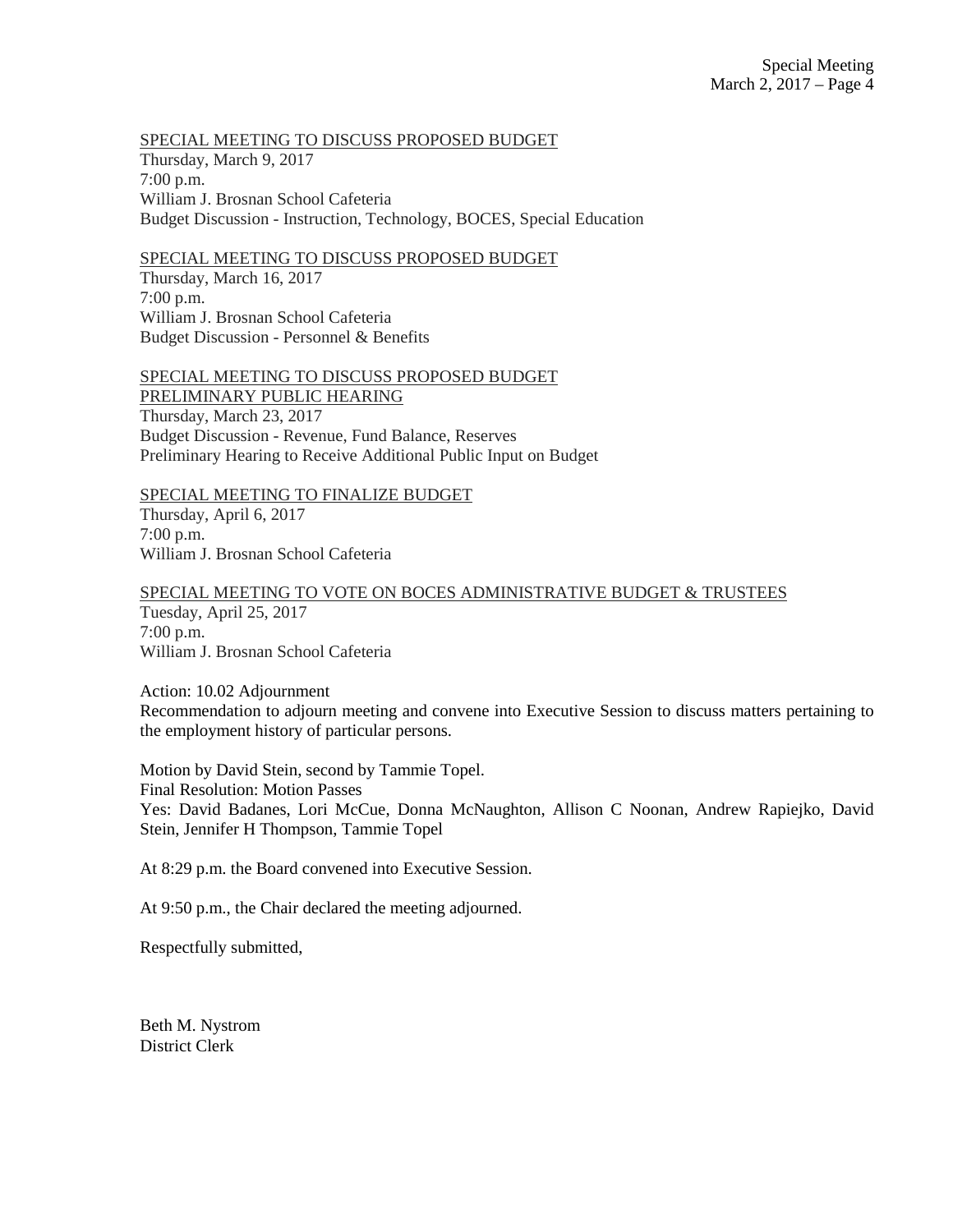SPECIAL MEETING TO DISCUSS PROPOSED BUDGET
Thursday, March 9, 2017
7:00 p.m.
William J. Brosnan School Cafeteria
Budget Discussion - Instruction, Technology, BOCES, Special Education

SPECIAL MEETING TO DISCUSS PROPOSED BUDGET
Thursday, March 16, 2017
7:00 p.m.
William J. Brosnan School Cafeteria
Budget Discussion - Personnel & Benefits

SPECIAL MEETING TO DISCUSS PROPOSED BUDGET
PRELIMINARY PUBLIC HEARING
Thursday, March 23, 2017
Budget Discussion - Revenue, Fund Balance, Reserves
Preliminary Hearing to Receive Additional Public Input on Budget

SPECIAL MEETING TO FINALIZE BUDGET
Thursday, April 6, 2017
7:00 p.m.
William J. Brosnan School Cafeteria

SPECIAL MEETING TO VOTE ON BOCES ADMINISTRATIVE BUDGET & TRUSTEES
Tuesday, April 25, 2017
7:00 p.m.
William J. Brosnan School Cafeteria

Action: 10.02 Adjournment
Recommendation to adjourn meeting and convene into Executive Session to discuss matters pertaining to the employment history of particular persons.

Motion by David Stein, second by Tammie Topel.
Final Resolution: Motion Passes
Yes: David Badanes, Lori McCue, Donna McNaughton, Allison C Noonan, Andrew Rapiejko, David Stein, Jennifer H Thompson, Tammie Topel

At 8:29 p.m. the Board convened into Executive Session.

At 9:50 p.m., the Chair declared the meeting adjourned.

Respectfully submitted,

Beth M. Nystrom
District Clerk